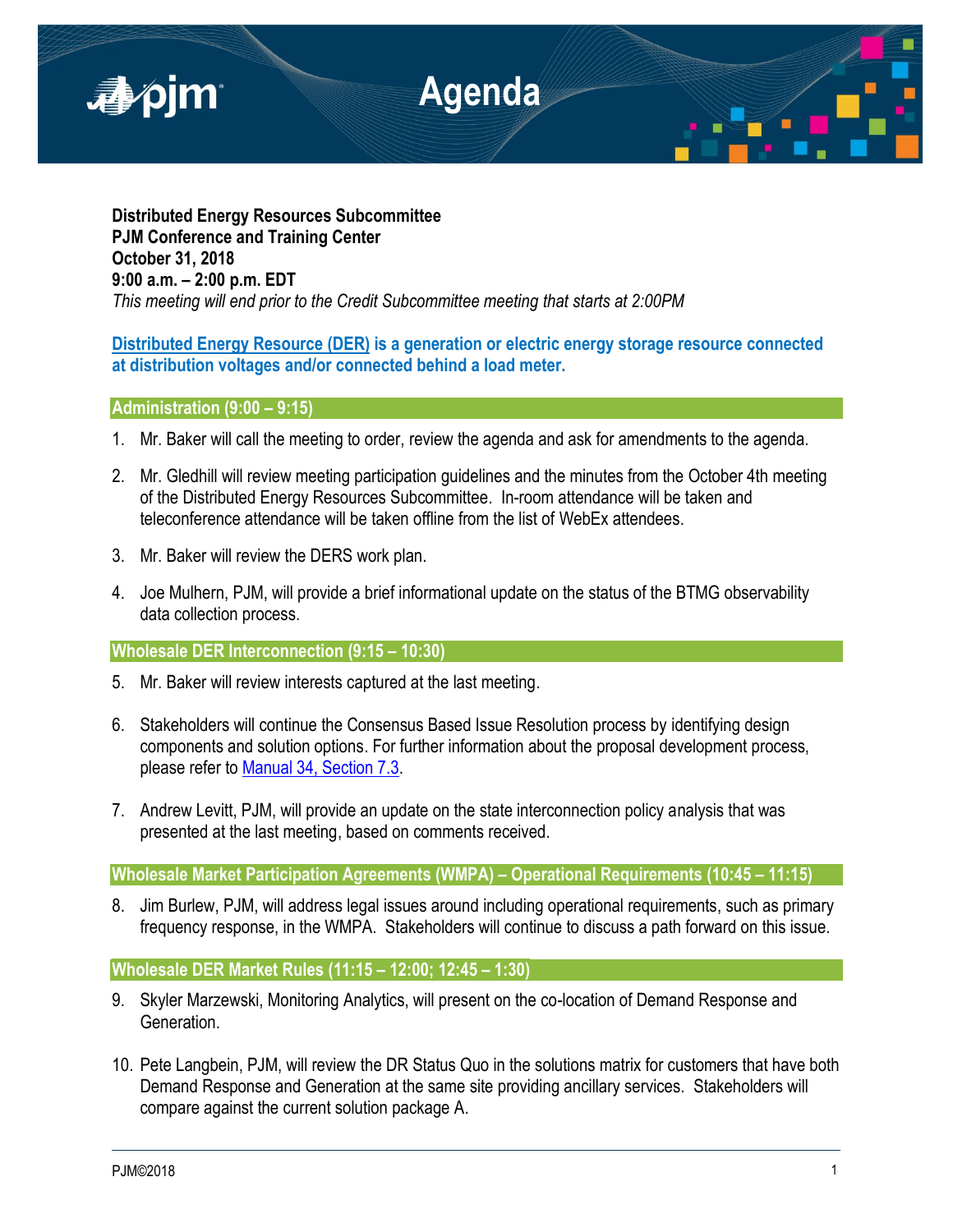# Agenda

**Distributed Energy Resources Subcommittee**
**PJM Conference and Training Center**
**October 31, 2018**
**9:00 a.m. – 2:00 p.m. EDT**
*This meeting will end prior to the Credit Subcommittee meeting that starts at 2:00PM*

**Distributed Energy Resource (DER) is a generation or electric energy storage resource connected at distribution voltages and/or connected behind a load meter.**

## Administration (9:00 – 9:15)

1. Mr. Baker will call the meeting to order, review the agenda and ask for amendments to the agenda.

2. Mr. Gledhill will review meeting participation guidelines and the minutes from the October 4th meeting of the Distributed Energy Resources Subcommittee. In-room attendance will be taken and teleconference attendance will be taken offline from the list of WebEx attendees.

3. Mr. Baker will review the DERS work plan.

4. Joe Mulhern, PJM, will provide a brief informational update on the status of the BTMG observability data collection process.

## Wholesale DER Interconnection (9:15 – 10:30)

5. Mr. Baker will review interests captured at the last meeting.

6. Stakeholders will continue the Consensus Based Issue Resolution process by identifying design components and solution options. For further information about the proposal development process, please refer to Manual 34, Section 7.3.

7. Andrew Levitt, PJM, will provide an update on the state interconnection policy analysis that was presented at the last meeting, based on comments received.

## Wholesale Market Participation Agreements (WMPA) – Operational Requirements (10:45 – 11:15)

8. Jim Burlew, PJM, will address legal issues around including operational requirements, such as primary frequency response, in the WMPA. Stakeholders will continue to discuss a path forward on this issue.

## Wholesale DER Market Rules (11:15 – 12:00; 12:45 – 1:30)

9. Skyler Marzewski, Monitoring Analytics, will present on the co-location of Demand Response and Generation.

10. Pete Langbein, PJM, will review the DR Status Quo in the solutions matrix for customers that have both Demand Response and Generation at the same site providing ancillary services. Stakeholders will compare against the current solution package A.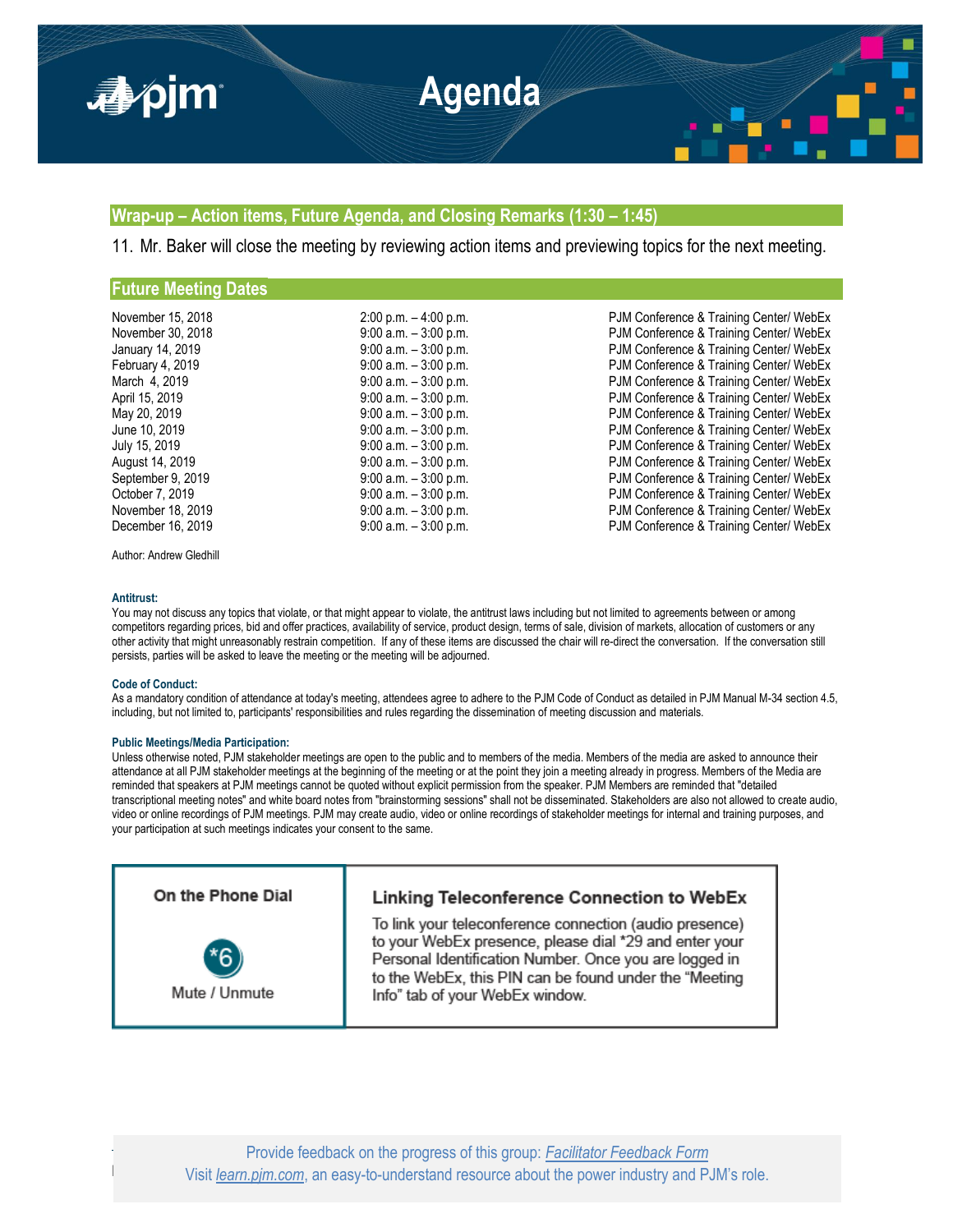## Wrap-up – Action items, Future Agenda, and Closing Remarks (1:30 – 1:45)

11. Mr. Baker will close the meeting by reviewing action items and previewing topics for the next meeting.

## Future Meeting Dates

| | | |
|---|---|---|
| November 15, 2018 | 2:00 p.m. – 4:00 p.m. | PJM Conference & Training Center/ WebEx |
| November 30, 2018 | 9:00 a.m. – 3:00 p.m. | PJM Conference & Training Center/ WebEx |
| January 14, 2019 | 9:00 a.m. – 3:00 p.m. | PJM Conference & Training Center/ WebEx |
| February 4, 2019 | 9:00 a.m. – 3:00 p.m. | PJM Conference & Training Center/ WebEx |
| March 4, 2019 | 9:00 a.m. – 3:00 p.m. | PJM Conference & Training Center/ WebEx |
| April 15, 2019 | 9:00 a.m. – 3:00 p.m. | PJM Conference & Training Center/ WebEx |
| May 20, 2019 | 9:00 a.m. – 3:00 p.m. | PJM Conference & Training Center/ WebEx |
| June 10, 2019 | 9:00 a.m. – 3:00 p.m. | PJM Conference & Training Center/ WebEx |
| July 15, 2019 | 9:00 a.m. – 3:00 p.m. | PJM Conference & Training Center/ WebEx |
| August 14, 2019 | 9:00 a.m. – 3:00 p.m. | PJM Conference & Training Center/ WebEx |
| September 9, 2019 | 9:00 a.m. – 3:00 p.m. | PJM Conference & Training Center/ WebEx |
| October 7, 2019 | 9:00 a.m. – 3:00 p.m. | PJM Conference & Training Center/ WebEx |
| November 18, 2019 | 9:00 a.m. – 3:00 p.m. | PJM Conference & Training Center/ WebEx |
| December 16, 2019 | 9:00 a.m. – 3:00 p.m. | PJM Conference & Training Center/ WebEx |

Author: Andrew Gledhill

**Antitrust:**
You may not discuss any topics that violate, or that might appear to violate, the antitrust laws including but not limited to agreements between or among competitors regarding prices, bid and offer practices, availability of service, product design, terms of sale, division of markets, allocation of customers or any other activity that might unreasonably restrain competition. If any of these items are discussed the chair will re-direct the conversation. If the conversation still persists, parties will be asked to leave the meeting or the meeting will be adjourned.

**Code of Conduct:**
As a mandatory condition of attendance at today's meeting, attendees agree to adhere to the PJM Code of Conduct as detailed in PJM Manual M-34 section 4.5, including, but not limited to, participants' responsibilities and rules regarding the dissemination of meeting discussion and materials.

**Public Meetings/Media Participation:**
Unless otherwise noted, PJM stakeholder meetings are open to the public and to members of the media. Members of the media are asked to announce their attendance at all PJM stakeholder meetings at the beginning of the meeting or at the point they join a meeting already in progress. Members of the Media are reminded that speakers at PJM meetings cannot be quoted without explicit permission from the speaker. PJM Members are reminded that "detailed transcriptional meeting notes" and white board notes from "brainstorming sessions" shall not be disseminated. Stakeholders are also not allowed to create audio, video or online recordings of PJM meetings. PJM may create audio, video or online recordings of stakeholder meetings for internal and training purposes, and your participation at such meetings indicates your consent to the same.

| On the Phone Dial | Linking Teleconference Connection to WebEx |
|---|---|
| *6 Mute / Unmute | To link your teleconference connection (audio presence) to your WebEx presence, please dial *29 and enter your Personal Identification Number. Once you are logged in to the WebEx, this PIN can be found under the "Meeting Info" tab of your WebEx window. |

Provide feedback on the progress of this group: *Facilitator Feedback Form*
Visit *learn.pjm.com*, an easy-to-understand resource about the power industry and PJM's role.